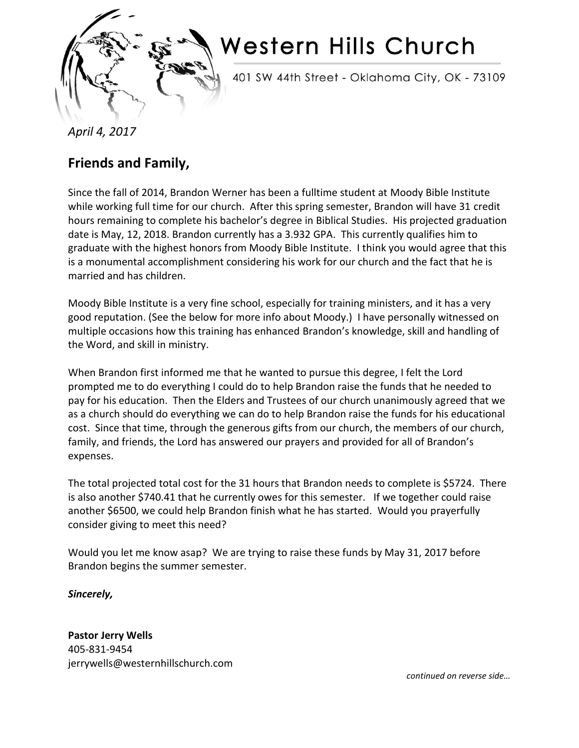# Western Hills Church

401 SW 44th Street - Oklahoma City, OK - 73109

*April 4, 2017*

## Friends and Family,

Since the fall of 2014, Brandon Werner has been a fulltime student at Moody Bible Institute while working full time for our church. After this spring semester, Brandon will have 31 credit hours remaining to complete his bachelor's degree in Biblical Studies. His projected graduation date is May, 12, 2018. Brandon currently has a 3.932 GPA. This currently qualifies him to graduate with the highest honors from Moody Bible Institute. I think you would agree that this is a monumental accomplishment considering his work for our church and the fact that he is married and has children.

Moody Bible Institute is a very fine school, especially for training ministers, and it has a very good reputation. (See the below for more info about Moody.) I have personally witnessed on multiple occasions how this training has enhanced Brandon's knowledge, skill and handling of the Word, and skill in ministry.

When Brandon first informed me that he wanted to pursue this degree, I felt the Lord prompted me to do everything I could do to help Brandon raise the funds that he needed to pay for his education. Then the Elders and Trustees of our church unanimously agreed that we as a church should do everything we can do to help Brandon raise the funds for his educational cost. Since that time, through the generous gifts from our church, the members of our church, family, and friends, the Lord has answered our prayers and provided for all of Brandon's expenses.

The total projected total cost for the 31 hours that Brandon needs to complete is $5724. There is also another $740.41 that he currently owes for this semester. If we together could raise another $6500, we could help Brandon finish what he has started. Would you prayerfully consider giving to meet this need?

Would you let me know asap? We are trying to raise these funds by May 31, 2017 before Brandon begins the summer semester.

***Sincerely,***

**Pastor Jerry Wells**
405-831-9454
jerrywells@westernhillschurch.com

*continued on reverse side…*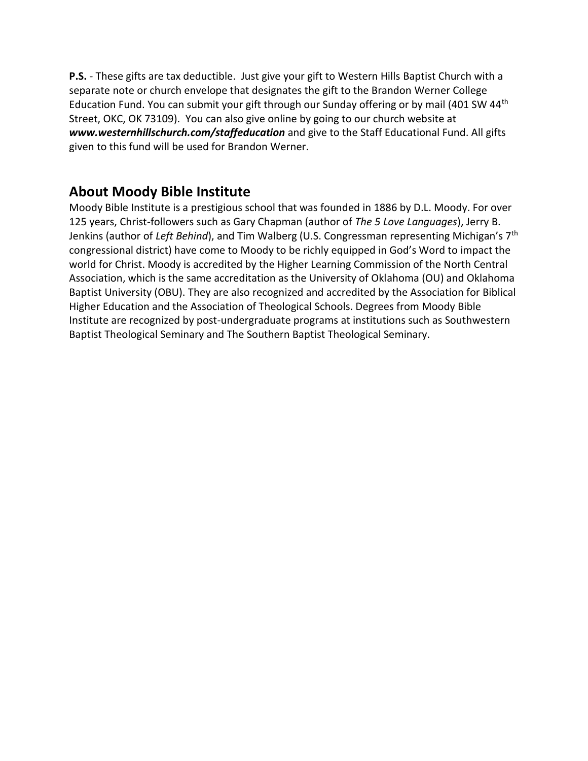**P.S.** - These gifts are tax deductible. Just give your gift to Western Hills Baptist Church with a separate note or church envelope that designates the gift to the Brandon Werner College Education Fund. You can submit your gift through our Sunday offering or by mail (401 SW 44th Street, OKC, OK 73109). You can also give online by going to our church website at ***www.westernhillschurch.com/staffeducation*** and give to the Staff Educational Fund. All gifts given to this fund will be used for Brandon Werner.

## About Moody Bible Institute

Moody Bible Institute is a prestigious school that was founded in 1886 by D.L. Moody. For over 125 years, Christ-followers such as Gary Chapman (author of *The 5 Love Languages*), Jerry B. Jenkins (author of *Left Behind*), and Tim Walberg (U.S. Congressman representing Michigan's 7th congressional district) have come to Moody to be richly equipped in God's Word to impact the world for Christ. Moody is accredited by the Higher Learning Commission of the North Central Association, which is the same accreditation as the University of Oklahoma (OU) and Oklahoma Baptist University (OBU). They are also recognized and accredited by the Association for Biblical Higher Education and the Association of Theological Schools. Degrees from Moody Bible Institute are recognized by post-undergraduate programs at institutions such as Southwestern Baptist Theological Seminary and The Southern Baptist Theological Seminary.